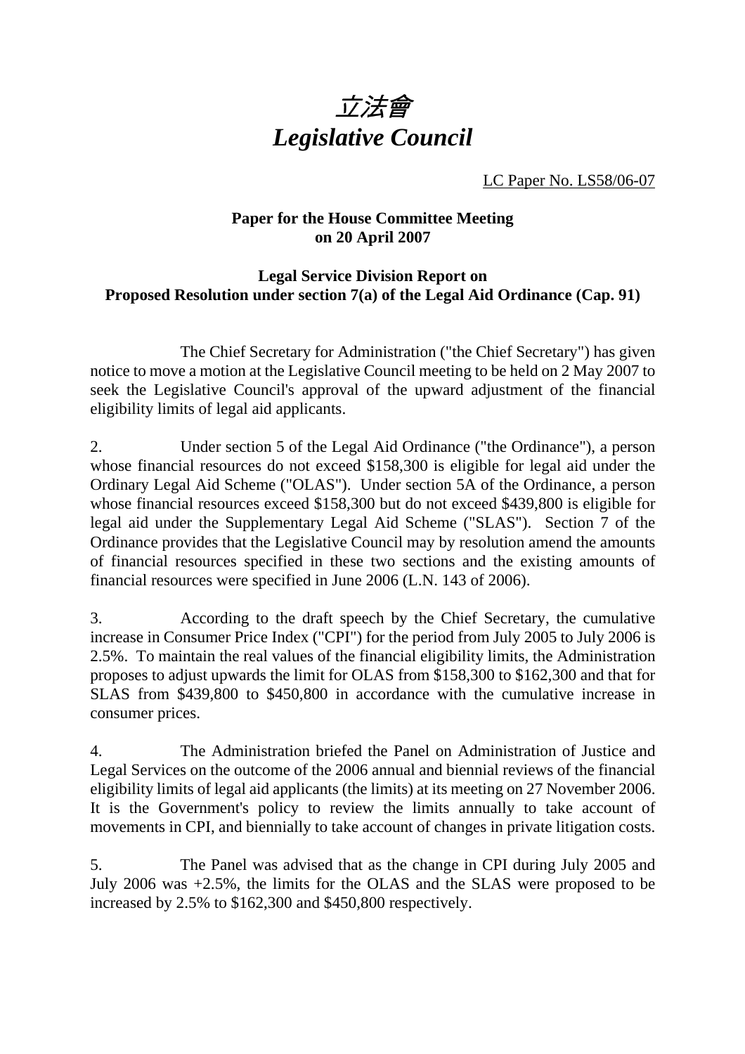# *立法會*
# *Legislative Council*

LC Paper No. LS58/06-07

**Paper for the House Committee Meeting on 20 April 2007**

**Legal Service Division Report on Proposed Resolution under section 7(a) of the Legal Aid Ordinance (Cap. 91)**

The Chief Secretary for Administration ("the Chief Secretary") has given notice to move a motion at the Legislative Council meeting to be held on 2 May 2007 to seek the Legislative Council's approval of the upward adjustment of the financial eligibility limits of legal aid applicants.

2. Under section 5 of the Legal Aid Ordinance ("the Ordinance"), a person whose financial resources do not exceed $158,300 is eligible for legal aid under the Ordinary Legal Aid Scheme ("OLAS"). Under section 5A of the Ordinance, a person whose financial resources exceed $158,300 but do not exceed $439,800 is eligible for legal aid under the Supplementary Legal Aid Scheme ("SLAS"). Section 7 of the Ordinance provides that the Legislative Council may by resolution amend the amounts of financial resources specified in these two sections and the existing amounts of financial resources were specified in June 2006 (L.N. 143 of 2006).

3. According to the draft speech by the Chief Secretary, the cumulative increase in Consumer Price Index ("CPI") for the period from July 2005 to July 2006 is 2.5%. To maintain the real values of the financial eligibility limits, the Administration proposes to adjust upwards the limit for OLAS from $158,300 to $162,300 and that for SLAS from $439,800 to $450,800 in accordance with the cumulative increase in consumer prices.

4. The Administration briefed the Panel on Administration of Justice and Legal Services on the outcome of the 2006 annual and biennial reviews of the financial eligibility limits of legal aid applicants (the limits) at its meeting on 27 November 2006. It is the Government's policy to review the limits annually to take account of movements in CPI, and biennially to take account of changes in private litigation costs.

5. The Panel was advised that as the change in CPI during July 2005 and July 2006 was +2.5%, the limits for the OLAS and the SLAS were proposed to be increased by 2.5% to $162,300 and $450,800 respectively.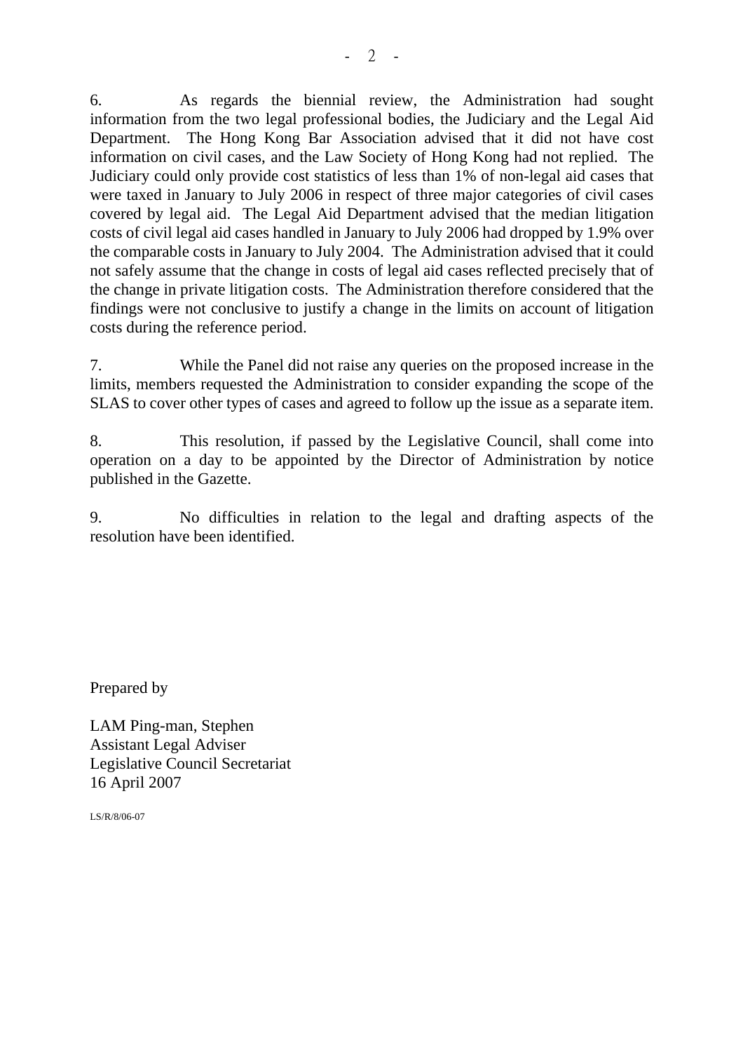6. As regards the biennial review, the Administration had sought information from the two legal professional bodies, the Judiciary and the Legal Aid Department. The Hong Kong Bar Association advised that it did not have cost information on civil cases, and the Law Society of Hong Kong had not replied. The Judiciary could only provide cost statistics of less than 1% of non-legal aid cases that were taxed in January to July 2006 in respect of three major categories of civil cases covered by legal aid. The Legal Aid Department advised that the median litigation costs of civil legal aid cases handled in January to July 2006 had dropped by 1.9% over the comparable costs in January to July 2004. The Administration advised that it could not safely assume that the change in costs of legal aid cases reflected precisely that of the change in private litigation costs. The Administration therefore considered that the findings were not conclusive to justify a change in the limits on account of litigation costs during the reference period.

7. While the Panel did not raise any queries on the proposed increase in the limits, members requested the Administration to consider expanding the scope of the SLAS to cover other types of cases and agreed to follow up the issue as a separate item.

8. This resolution, if passed by the Legislative Council, shall come into operation on a day to be appointed by the Director of Administration by notice published in the Gazette.

9. No difficulties in relation to the legal and drafting aspects of the resolution have been identified.

Prepared by

LAM Ping-man, Stephen
Assistant Legal Adviser
Legislative Council Secretariat
16 April 2007

LS/R/8/06-07